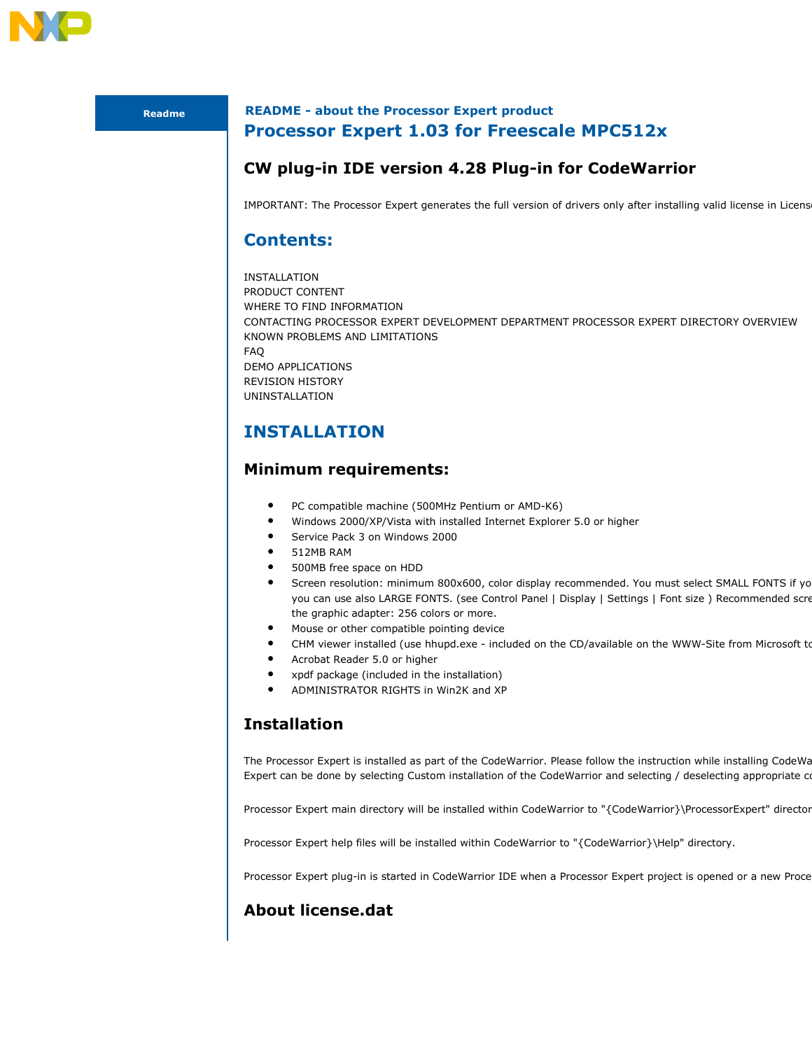Readme

README - about the Processor Expert product

# Processor Expert 1.03 for Freescale MPC512x

## CW plug-in IDE version 4.28 Plug-in for CodeWarrior

IMPORTANT: The Processor Expert generates the full version of drivers only after installing valid license in License

## Contents:

INSTALLATION
PRODUCT CONTENT
WHERE TO FIND INFORMATION
CONTACTING PROCESSOR EXPERT DEVELOPMENT DEPARTMENT PROCESSOR EXPERT DIRECTORY OVERVIEW
KNOWN PROBLEMS AND LIMITATIONS
FAQ
DEMO APPLICATIONS
REVISION HISTORY
UNINSTALLATION

## INSTALLATION

### Minimum requirements:

- PC compatible machine (500MHz Pentium or AMD-K6)
- Windows 2000/XP/Vista with installed Internet Explorer 5.0 or higher
- Service Pack 3 on Windows 2000
- 512MB RAM
- 500MB free space on HDD
- Screen resolution: minimum 800x600, color display recommended. You must select SMALL FONTS if yo you can use also LARGE FONTS. (see Control Panel | Display | Settings | Font size ) Recommended scre the graphic adapter: 256 colors or more.
- Mouse or other compatible pointing device
- CHM viewer installed (use hhupd.exe - included on the CD/available on the WWW-Site from Microsoft to
- Acrobat Reader 5.0 or higher
- xpdf package (included in the installation)
- ADMINISTRATOR RIGHTS in Win2K and XP

### Installation

The Processor Expert is installed as part of the CodeWarrior. Please follow the instruction while installing CodeWa Expert can be done by selecting Custom installation of the CodeWarrior and selecting / deselecting appropriate co

Processor Expert main directory will be installed within CodeWarrior to "{CodeWarrior}\ProcessorExpert" director

Processor Expert help files will be installed within CodeWarrior to "{CodeWarrior}\Help" directory.

Processor Expert plug-in is started in CodeWarrior IDE when a Processor Expert project is opened or a new Proce

### About license.dat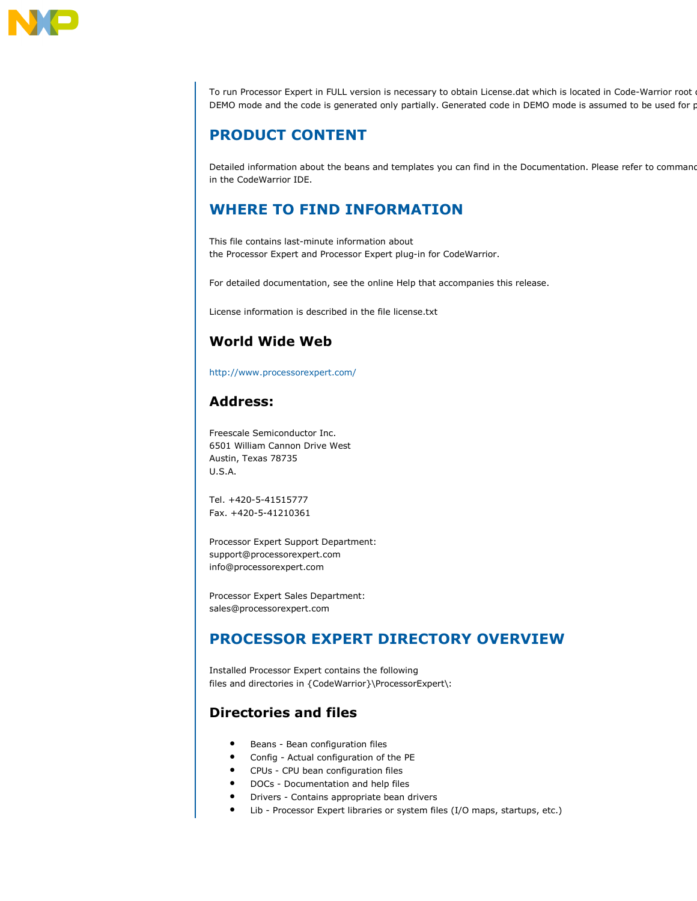To run Processor Expert in FULL version is necessary to obtain License.dat which is located in Code-Warrior root c
DEMO mode and the code is generated only partially. Generated code in DEMO mode is assumed to be used for p

## PRODUCT CONTENT

Detailed information about the beans and templates you can find in the Documentation. Please refer to command
in the CodeWarrior IDE.

## WHERE TO FIND INFORMATION

This file contains last-minute information about
the Processor Expert and Processor Expert plug-in for CodeWarrior.

For detailed documentation, see the online Help that accompanies this release.

License information is described in the file license.txt

### World Wide Web

http://www.processorexpert.com/

### Address:

Freescale Semiconductor Inc.
6501 William Cannon Drive West
Austin, Texas 78735
U.S.A.

Tel. +420-5-41515777
Fax. +420-5-41210361

Processor Expert Support Department:
support@processorexpert.com
info@processorexpert.com

Processor Expert Sales Department:
sales@processorexpert.com

## PROCESSOR EXPERT DIRECTORY OVERVIEW

Installed Processor Expert contains the following
files and directories in {CodeWarrior}\ProcessorExpert\:

### Directories and files

- Beans - Bean configuration files
- Config - Actual configuration of the PE
- CPUs - CPU bean configuration files
- DOCs - Documentation and help files
- Drivers - Contains appropriate bean drivers
- Lib - Processor Expert libraries or system files (I/O maps, startups, etc.)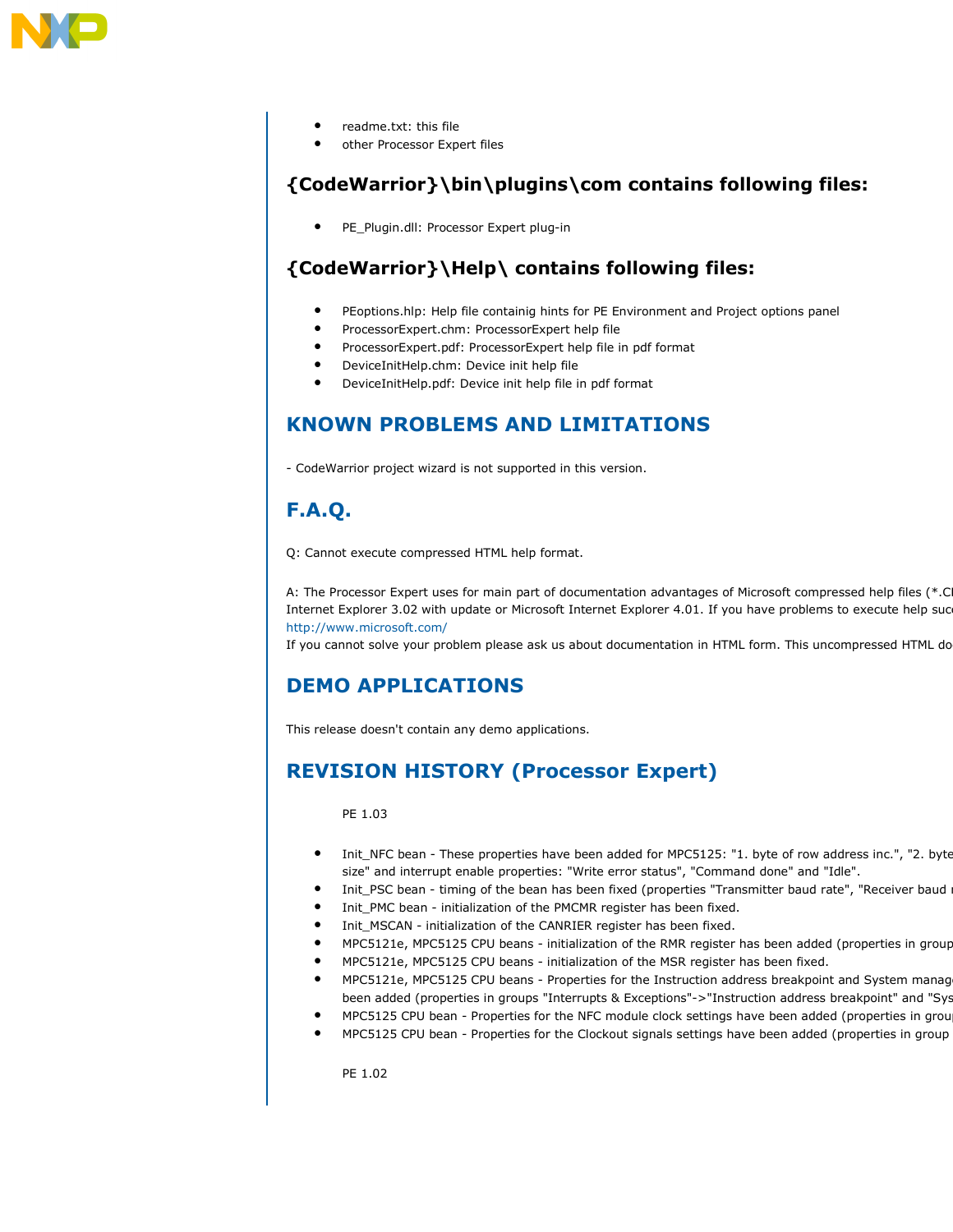- readme.txt: this file
- other Processor Expert files

## {CodeWarrior}\bin\plugins\com contains following files:

- PE_Plugin.dll: Processor Expert plug-in

## {CodeWarrior}\Help\ contains following files:

- PEoptions.hlp: Help file containig hints for PE Environment and Project options panel
- ProcessorExpert.chm: ProcessorExpert help file
- ProcessorExpert.pdf: ProcessorExpert help file in pdf format
- DeviceInitHelp.chm: Device init help file
- DeviceInitHelp.pdf: Device init help file in pdf format

## KNOWN PROBLEMS AND LIMITATIONS

- CodeWarrior project wizard is not supported in this version.

## F.A.Q.

Q: Cannot execute compressed HTML help format.

A: The Processor Expert uses for main part of documentation advantages of Microsoft compressed help files (*.Cl
Internet Explorer 3.02 with update or Microsoft Internet Explorer 4.01. If you have problems to execute help suc
http://www.microsoft.com/
If you cannot solve your problem please ask us about documentation in HTML form. This uncompressed HTML do

## DEMO APPLICATIONS

This release doesn't contain any demo applications.

## REVISION HISTORY (Processor Expert)

PE 1.03

- Init_NFC bean - These properties have been added for MPC5125: "1. byte of row address inc.", "2. byte
size" and interrupt enable properties: "Write error status", "Command done" and "Idle".
- Init_PSC bean - timing of the bean has been fixed (properties "Transmitter baud rate", "Receiver baud r
- Init_PMC bean - initialization of the PMCMR register has been fixed.
- Init_MSCAN - initialization of the CANRIER register has been fixed.
- MPC5121e, MPC5125 CPU beans - initialization of the RMR register has been added (properties in group
- MPC5121e, MPC5125 CPU beans - initialization of the MSR register has been fixed.
- MPC5121e, MPC5125 CPU beans - Properties for the Instruction address breakpoint and System manag
been added (properties in groups "Interrupts & Exceptions"->"Instruction address breakpoint" and "Sys
- MPC5125 CPU bean - Properties for the NFC module clock settings have been added (properties in grou
- MPC5125 CPU bean - Properties for the Clockout signals settings have been added (properties in group

PE 1.02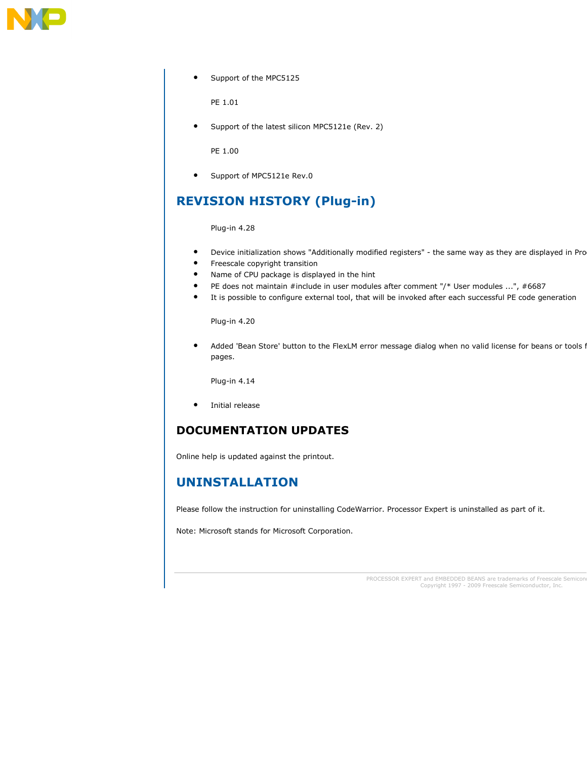- Support of the MPC5125

PE 1.01

- Support of the latest silicon MPC5121e (Rev. 2)

PE 1.00

- Support of MPC5121e Rev.0

## REVISION HISTORY (Plug-in)

Plug-in 4.28

- Device initialization shows "Additionally modified registers" - the same way as they are displayed in Pro
- Freescale copyright transition
- Name of CPU package is displayed in the hint
- PE does not maintain #include in user modules after comment "/* User modules ...", #6687
- It is possible to configure external tool, that will be invoked after each successful PE code generation

Plug-in 4.20

- Added 'Bean Store' button to the FlexLM error message dialog when no valid license for beans or tools f pages.

Plug-in 4.14

- Initial release

## DOCUMENTATION UPDATES

Online help is updated against the printout.

## UNINSTALLATION

Please follow the instruction for uninstalling CodeWarrior. Processor Expert is uninstalled as part of it.

Note: Microsoft stands for Microsoft Corporation.

PROCESSOR EXPERT and EMBEDDED BEANS are trademarks of Freescale Semicond
Copyright 1997 - 2009 Freescale Semiconductor, Inc.